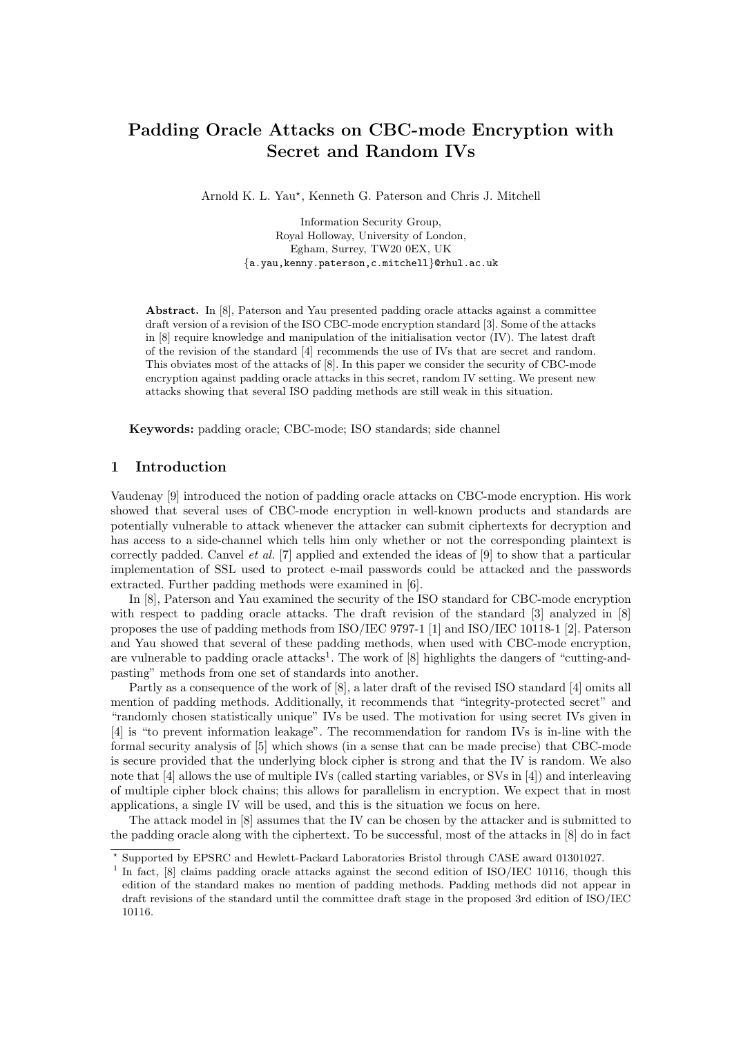# Padding Oracle Attacks on CBC-mode Encryption with Secret and Random IVs

Arnold K. L. Yau[⋆], Kenneth G. Paterson and Chris J. Mitchell

Information Security Group,
Royal Holloway, University of London,
Egham, Surrey, TW20 0EX, UK
{a.yau,kenny.paterson,c.mitchell}@rhul.ac.uk

**Abstract.** In [8], Paterson and Yau presented padding oracle attacks against a committee draft version of a revision of the ISO CBC-mode encryption standard [3]. Some of the attacks in [8] require knowledge and manipulation of the initialisation vector (IV). The latest draft of the revision of the standard [4] recommends the use of IVs that are secret and random. This obviates most of the attacks of [8]. In this paper we consider the security of CBC-mode encryption against padding oracle attacks in this secret, random IV setting. We present new attacks showing that several ISO padding methods are still weak in this situation.

**Keywords:** padding oracle; CBC-mode; ISO standards; side channel

## 1 Introduction

Vaudenay [9] introduced the notion of padding oracle attacks on CBC-mode encryption. His work showed that several uses of CBC-mode encryption in well-known products and standards are potentially vulnerable to attack whenever the attacker can submit ciphertexts for decryption and has access to a side-channel which tells him only whether or not the corresponding plaintext is correctly padded. Canvel *et al.* [7] applied and extended the ideas of [9] to show that a particular implementation of SSL used to protect e-mail passwords could be attacked and the passwords extracted. Further padding methods were examined in [6].

In [8], Paterson and Yau examined the security of the ISO standard for CBC-mode encryption with respect to padding oracle attacks. The draft revision of the standard [3] analyzed in [8] proposes the use of padding methods from ISO/IEC 9797-1 [1] and ISO/IEC 10118-1 [2]. Paterson and Yau showed that several of these padding methods, when used with CBC-mode encryption, are vulnerable to padding oracle attacks[1]. The work of [8] highlights the dangers of "cutting-and-pasting" methods from one set of standards into another.

Partly as a consequence of the work of [8], a later draft of the revised ISO standard [4] omits all mention of padding methods. Additionally, it recommends that "integrity-protected secret" and "randomly chosen statistically unique" IVs be used. The motivation for using secret IVs given in [4] is "to prevent information leakage". The recommendation for random IVs is in-line with the formal security analysis of [5] which shows (in a sense that can be made precise) that CBC-mode is secure provided that the underlying block cipher is strong and that the IV is random. We also note that [4] allows the use of multiple IVs (called starting variables, or SVs in [4]) and interleaving of multiple cipher block chains; this allows for parallelism in encryption. We expect that in most applications, a single IV will be used, and this is the situation we focus on here.

The attack model in [8] assumes that the IV can be chosen by the attacker and is submitted to the padding oracle along with the ciphertext. To be successful, most of the attacks in [8] do in fact

[⋆] Supported by EPSRC and Hewlett-Packard Laboratories Bristol through CASE award 01301027.

[1] In fact, [8] claims padding oracle attacks against the second edition of ISO/IEC 10116, though this edition of the standard makes no mention of padding methods. Padding methods did not appear in draft revisions of the standard until the committee draft stage in the proposed 3rd edition of ISO/IEC 10116.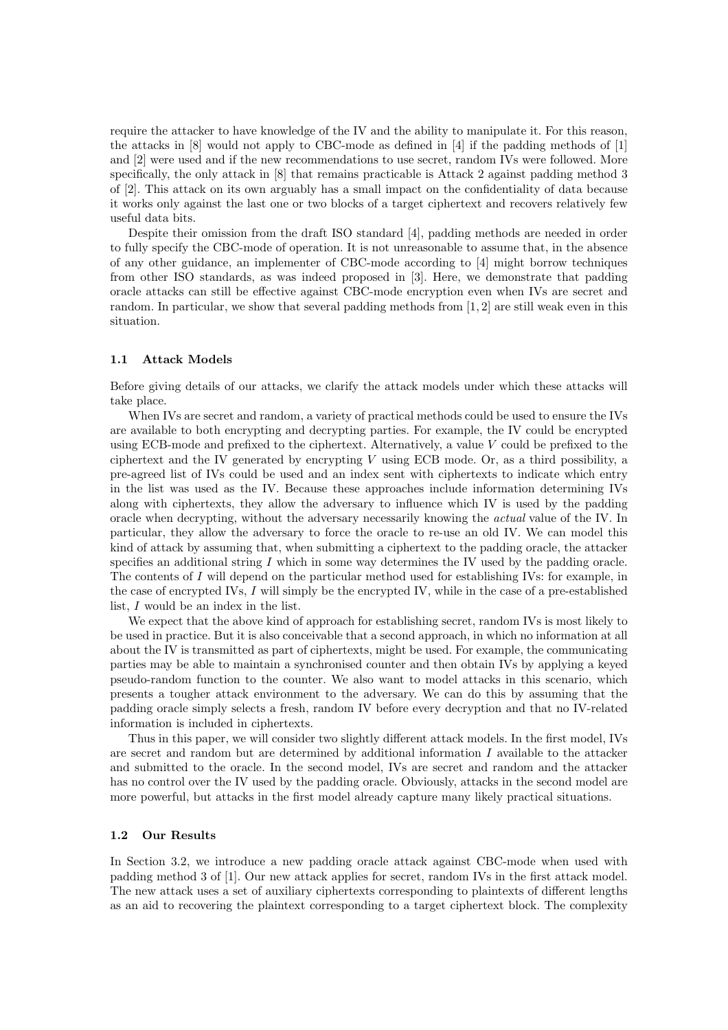require the attacker to have knowledge of the IV and the ability to manipulate it. For this reason, the attacks in [8] would not apply to CBC-mode as defined in [4] if the padding methods of [1] and [2] were used and if the new recommendations to use secret, random IVs were followed. More specifically, the only attack in [8] that remains practicable is Attack 2 against padding method 3 of [2]. This attack on its own arguably has a small impact on the confidentiality of data because it works only against the last one or two blocks of a target ciphertext and recovers relatively few useful data bits.

Despite their omission from the draft ISO standard [4], padding methods are needed in order to fully specify the CBC-mode of operation. It is not unreasonable to assume that, in the absence of any other guidance, an implementer of CBC-mode according to [4] might borrow techniques from other ISO standards, as was indeed proposed in [3]. Here, we demonstrate that padding oracle attacks can still be effective against CBC-mode encryption even when IVs are secret and random. In particular, we show that several padding methods from [1, 2] are still weak even in this situation.

### 1.1 Attack Models

Before giving details of our attacks, we clarify the attack models under which these attacks will take place.

When IVs are secret and random, a variety of practical methods could be used to ensure the IVs are available to both encrypting and decrypting parties. For example, the IV could be encrypted using ECB-mode and prefixed to the ciphertext. Alternatively, a value $V$ could be prefixed to the ciphertext and the IV generated by encrypting $V$ using ECB mode. Or, as a third possibility, a pre-agreed list of IVs could be used and an index sent with ciphertexts to indicate which entry in the list was used as the IV. Because these approaches include information determining IVs along with ciphertexts, they allow the adversary to influence which IV is used by the padding oracle when decrypting, without the adversary necessarily knowing the *actual* value of the IV. In particular, they allow the adversary to force the oracle to re-use an old IV. We can model this kind of attack by assuming that, when submitting a ciphertext to the padding oracle, the attacker specifies an additional string $I$ which in some way determines the IV used by the padding oracle. The contents of $I$ will depend on the particular method used for establishing IVs: for example, in the case of encrypted IVs, $I$ will simply be the encrypted IV, while in the case of a pre-established list, $I$ would be an index in the list.

We expect that the above kind of approach for establishing secret, random IVs is most likely to be used in practice. But it is also conceivable that a second approach, in which no information at all about the IV is transmitted as part of ciphertexts, might be used. For example, the communicating parties may be able to maintain a synchronised counter and then obtain IVs by applying a keyed pseudo-random function to the counter. We also want to model attacks in this scenario, which presents a tougher attack environment to the adversary. We can do this by assuming that the padding oracle simply selects a fresh, random IV before every decryption and that no IV-related information is included in ciphertexts.

Thus in this paper, we will consider two slightly different attack models. In the first model, IVs are secret and random but are determined by additional information $I$ available to the attacker and submitted to the oracle. In the second model, IVs are secret and random and the attacker has no control over the IV used by the padding oracle. Obviously, attacks in the second model are more powerful, but attacks in the first model already capture many likely practical situations.

### 1.2 Our Results

In Section 3.2, we introduce a new padding oracle attack against CBC-mode when used with padding method 3 of [1]. Our new attack applies for secret, random IVs in the first attack model. The new attack uses a set of auxiliary ciphertexts corresponding to plaintexts of different lengths as an aid to recovering the plaintext corresponding to a target ciphertext block. The complexity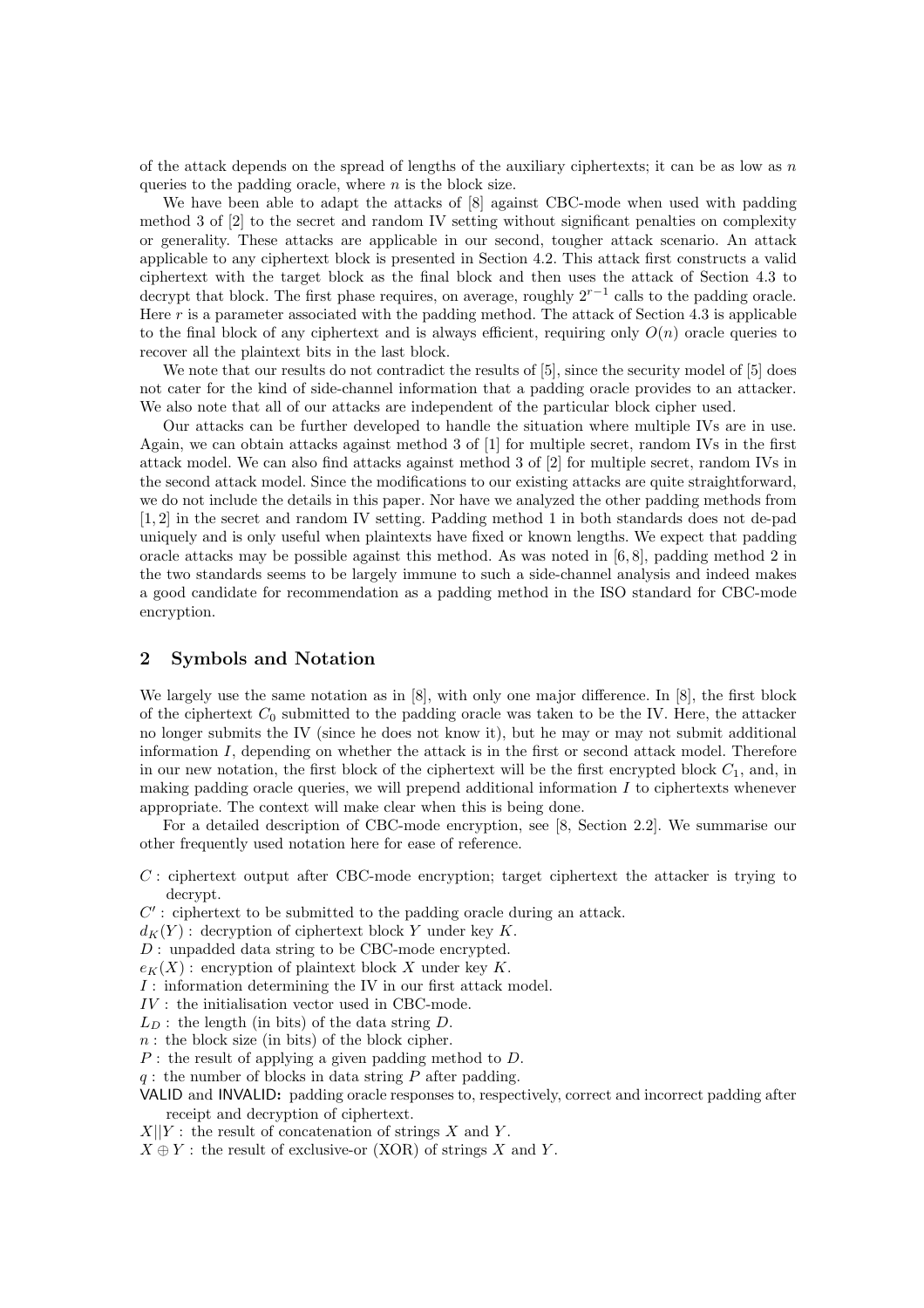of the attack depends on the spread of lengths of the auxiliary ciphertexts; it can be as low as $n$ queries to the padding oracle, where $n$ is the block size.

We have been able to adapt the attacks of [8] against CBC-mode when used with padding method 3 of [2] to the secret and random IV setting without significant penalties on complexity or generality. These attacks are applicable in our second, tougher attack scenario. An attack applicable to any ciphertext block is presented in Section 4.2. This attack first constructs a valid ciphertext with the target block as the final block and then uses the attack of Section 4.3 to decrypt that block. The first phase requires, on average, roughly $2^{r-1}$ calls to the padding oracle. Here $r$ is a parameter associated with the padding method. The attack of Section 4.3 is applicable to the final block of any ciphertext and is always efficient, requiring only $O(n)$ oracle queries to recover all the plaintext bits in the last block.

We note that our results do not contradict the results of [5], since the security model of [5] does not cater for the kind of side-channel information that a padding oracle provides to an attacker. We also note that all of our attacks are independent of the particular block cipher used.

Our attacks can be further developed to handle the situation where multiple IVs are in use. Again, we can obtain attacks against method 3 of [1] for multiple secret, random IVs in the first attack model. We can also find attacks against method 3 of [2] for multiple secret, random IVs in the second attack model. Since the modifications to our existing attacks are quite straightforward, we do not include the details in this paper. Nor have we analyzed the other padding methods from [1, 2] in the secret and random IV setting. Padding method 1 in both standards does not de-pad uniquely and is only useful when plaintexts have fixed or known lengths. We expect that padding oracle attacks may be possible against this method. As was noted in [6, 8], padding method 2 in the two standards seems to be largely immune to such a side-channel analysis and indeed makes a good candidate for recommendation as a padding method in the ISO standard for CBC-mode encryption.

## 2 Symbols and Notation

We largely use the same notation as in [8], with only one major difference. In [8], the first block of the ciphertext $C_0$ submitted to the padding oracle was taken to be the IV. Here, the attacker no longer submits the IV (since he does not know it), but he may or may not submit additional information $I$, depending on whether the attack is in the first or second attack model. Therefore in our new notation, the first block of the ciphertext will be the first encrypted block $C_1$, and, in making padding oracle queries, we will prepend additional information $I$ to ciphertexts whenever appropriate. The context will make clear when this is being done.

For a detailed description of CBC-mode encryption, see [8, Section 2.2]. We summarise our other frequently used notation here for ease of reference.

- $C$ : ciphertext output after CBC-mode encryption; target ciphertext the attacker is trying to decrypt.
- $C'$ : ciphertext to be submitted to the padding oracle during an attack.
- $d_K(Y)$ : decryption of ciphertext block $Y$ under key $K$.
- $D$ : unpadded data string to be CBC-mode encrypted.
- $e_K(X)$ : encryption of plaintext block $X$ under key $K$.
- $I$ : information determining the IV in our first attack model.
- $IV$ : the initialisation vector used in CBC-mode.
- $L_D$ : the length (in bits) of the data string $D$.
- $n$ : the block size (in bits) of the block cipher.
- $P$ : the result of applying a given padding method to $D$.
- $q$ : the number of blocks in data string $P$ after padding.
- VALID and INVALID: padding oracle responses to, respectively, correct and incorrect padding after receipt and decryption of ciphertext.
- $X||Y$ : the result of concatenation of strings $X$ and $Y$.
- $X \oplus Y$ : the result of exclusive-or (XOR) of strings $X$ and $Y$.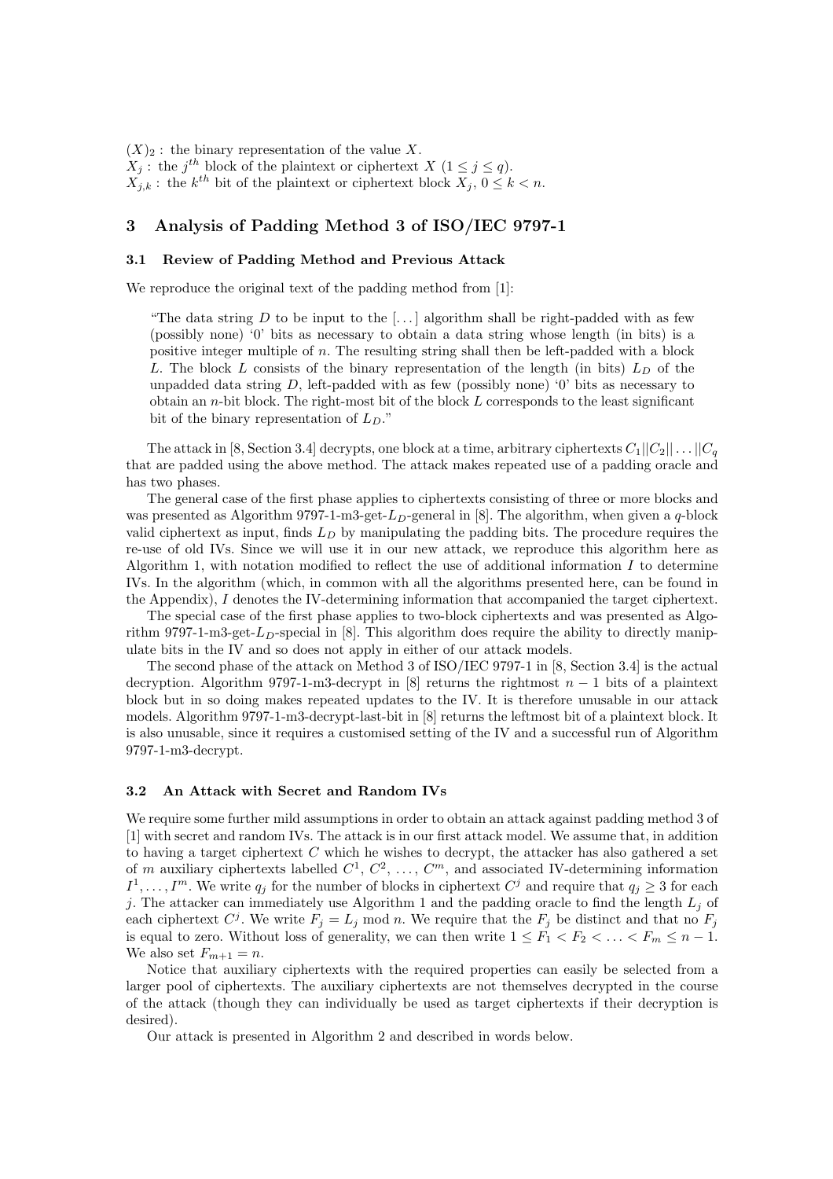$(X)_2$ : the binary representation of the value $X$.
$X_j$ : the $j^{th}$ block of the plaintext or ciphertext $X$ $(1 \leq j \leq q)$.
$X_{j,k}$ : the $k^{th}$ bit of the plaintext or ciphertext block $X_j$, $0 \leq k < n$.

## 3 Analysis of Padding Method 3 of ISO/IEC 9797-1

### 3.1 Review of Padding Method and Previous Attack

We reproduce the original text of the padding method from [1]:

> "The data string $D$ to be input to the [...] algorithm shall be right-padded with as few (possibly none) '0' bits as necessary to obtain a data string whose length (in bits) is a positive integer multiple of $n$. The resulting string shall then be left-padded with a block $L$. The block $L$ consists of the binary representation of the length (in bits) $L_D$ of the unpadded data string $D$, left-padded with as few (possibly none) '0' bits as necessary to obtain an $n$-bit block. The right-most bit of the block $L$ corresponds to the least significant bit of the binary representation of $L_D$."

The attack in [8, Section 3.4] decrypts, one block at a time, arbitrary ciphertexts $C_1||C_2||\ldots||C_q$ that are padded using the above method. The attack makes repeated use of a padding oracle and has two phases.

The general case of the first phase applies to ciphertexts consisting of three or more blocks and was presented as Algorithm 9797-1-m3-get-$L_D$-general in [8]. The algorithm, when given a $q$-block valid ciphertext as input, finds $L_D$ by manipulating the padding bits. The procedure requires the re-use of old IVs. Since we will use it in our new attack, we reproduce this algorithm here as Algorithm 1, with notation modified to reflect the use of additional information $I$ to determine IVs. In the algorithm (which, in common with all the algorithms presented here, can be found in the Appendix), $I$ denotes the IV-determining information that accompanied the target ciphertext.

The special case of the first phase applies to two-block ciphertexts and was presented as Algorithm 9797-1-m3-get-$L_D$-special in [8]. This algorithm does require the ability to directly manipulate bits in the IV and so does not apply in either of our attack models.

The second phase of the attack on Method 3 of ISO/IEC 9797-1 in [8, Section 3.4] is the actual decryption. Algorithm 9797-1-m3-decrypt in [8] returns the rightmost $n-1$ bits of a plaintext block but in so doing makes repeated updates to the IV. It is therefore unusable in our attack models. Algorithm 9797-1-m3-decrypt-last-bit in [8] returns the leftmost bit of a plaintext block. It is also unusable, since it requires a customised setting of the IV and a successful run of Algorithm 9797-1-m3-decrypt.

### 3.2 An Attack with Secret and Random IVs

We require some further mild assumptions in order to obtain an attack against padding method 3 of [1] with secret and random IVs. The attack is in our first attack model. We assume that, in addition to having a target ciphertext $C$ which he wishes to decrypt, the attacker has also gathered a set of $m$ auxiliary ciphertexts labelled $C^1$, $C^2$, $\ldots$, $C^m$, and associated IV-determining information $I^1, \ldots, I^m$. We write $q_j$ for the number of blocks in ciphertext $C^j$ and require that $q_j \geq 3$ for each $j$. The attacker can immediately use Algorithm 1 and the padding oracle to find the length $L_j$ of each ciphertext $C^j$. We write $F_j = L_j \bmod n$. We require that the $F_j$ be distinct and that no $F_j$ is equal to zero. Without loss of generality, we can then write $1 \leq F_1 < F_2 < \ldots < F_m \leq n-1$. We also set $F_{m+1} = n$.

Notice that auxiliary ciphertexts with the required properties can easily be selected from a larger pool of ciphertexts. The auxiliary ciphertexts are not themselves decrypted in the course of the attack (though they can individually be used as target ciphertexts if their decryption is desired).

Our attack is presented in Algorithm 2 and described in words below.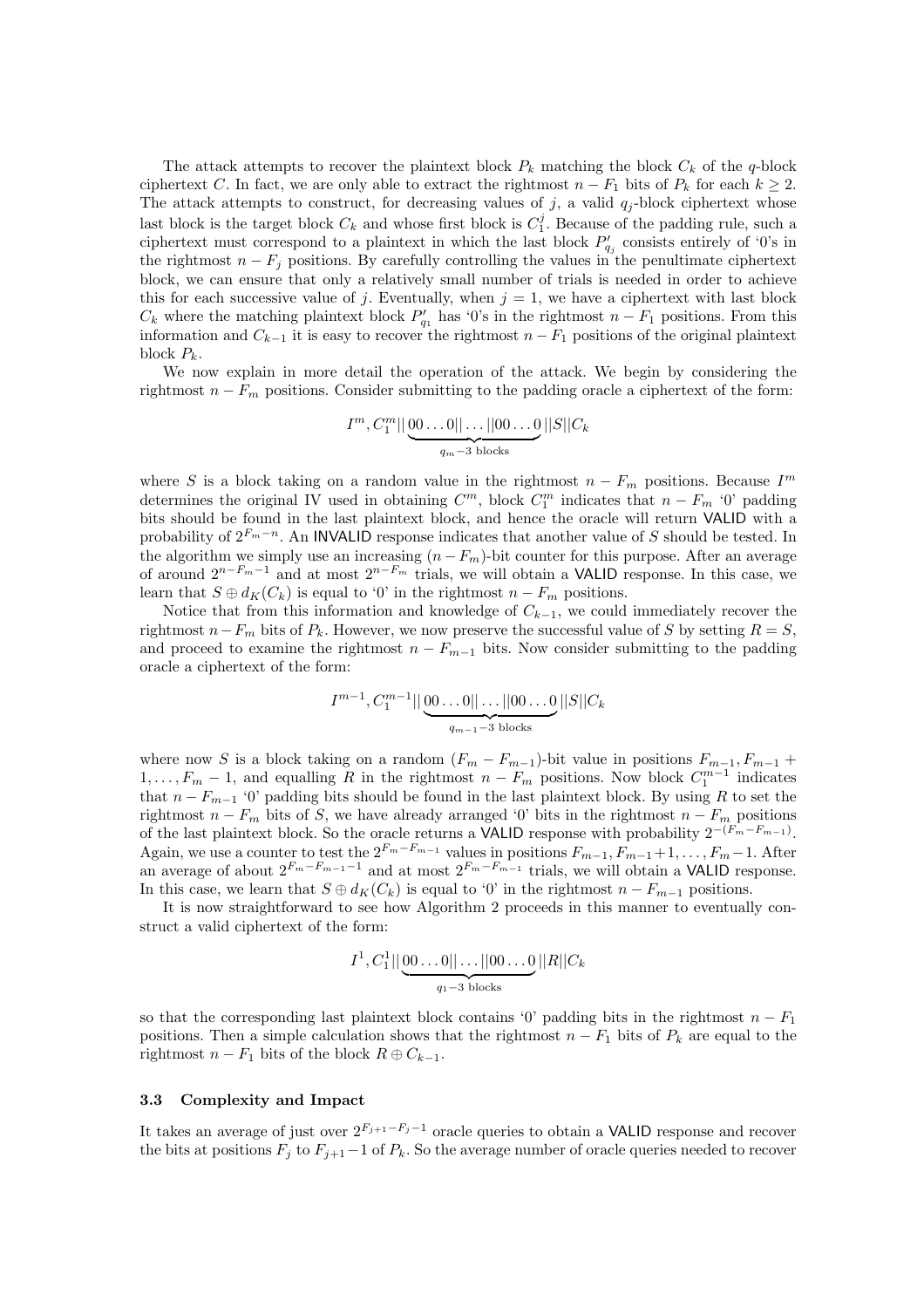The attack attempts to recover the plaintext block $P_k$ matching the block $C_k$ of the $q$-block ciphertext $C$. In fact, we are only able to extract the rightmost $n - F_1$ bits of $P_k$ for each $k \geq 2$. The attack attempts to construct, for decreasing values of $j$, a valid $q_j$-block ciphertext whose last block is the target block $C_k$ and whose first block is $C_1^j$. Because of the padding rule, such a ciphertext must correspond to a plaintext in which the last block $P'_{q_j}$ consists entirely of '0's in the rightmost $n - F_j$ positions. By carefully controlling the values in the penultimate ciphertext block, we can ensure that only a relatively small number of trials is needed in order to achieve this for each successive value of $j$. Eventually, when $j = 1$, we have a ciphertext with last block $C_k$ where the matching plaintext block $P'_{q_1}$ has '0's in the rightmost $n - F_1$ positions. From this information and $C_{k-1}$ it is easy to recover the rightmost $n - F_1$ positions of the original plaintext block $P_k$.

We now explain in more detail the operation of the attack. We begin by considering the rightmost $n - F_m$ positions. Consider submitting to the padding oracle a ciphertext of the form:

$$I^m, C_1^m || \underbrace{00\ldots0|| \ldots ||00\ldots0}_{q_m - 3 \text{ blocks}} ||S||C_k$$

where $S$ is a block taking on a random value in the rightmost $n - F_m$ positions. Because $I^m$ determines the original IV used in obtaining $C^m$, block $C_1^m$ indicates that $n - F_m$ '0' padding bits should be found in the last plaintext block, and hence the oracle will return VALID with a probability of $2^{F_m - n}$. An INVALID response indicates that another value of $S$ should be tested. In the algorithm we simply use an increasing $(n - F_m)$-bit counter for this purpose. After an average of around $2^{n-F_m-1}$ and at most $2^{n-F_m}$ trials, we will obtain a VALID response. In this case, we learn that $S \oplus d_K(C_k)$ is equal to '0' in the rightmost $n - F_m$ positions.

Notice that from this information and knowledge of $C_{k-1}$, we could immediately recover the rightmost $n - F_m$ bits of $P_k$. However, we now preserve the successful value of $S$ by setting $R = S$, and proceed to examine the rightmost $n - F_{m-1}$ bits. Now consider submitting to the padding oracle a ciphertext of the form:

$$I^{m-1}, C_1^{m-1} || \underbrace{00\ldots0|| \ldots ||00\ldots0}_{q_{m-1} - 3 \text{ blocks}} ||S||C_k$$

where now $S$ is a block taking on a random $(F_m - F_{m-1})$-bit value in positions $F_{m-1}, F_{m-1} + 1, \ldots, F_m - 1$, and equalling $R$ in the rightmost $n - F_m$ positions. Now block $C_1^{m-1}$ indicates that $n - F_{m-1}$ '0' padding bits should be found in the last plaintext block. By using $R$ to set the rightmost $n - F_m$ bits of $S$, we have already arranged '0' bits in the rightmost $n - F_m$ positions of the last plaintext block. So the oracle returns a VALID response with probability $2^{-(F_m - F_{m-1})}$. Again, we use a counter to test the $2^{F_m - F_{m-1}}$ values in positions $F_{m-1}, F_{m-1}+1, \ldots, F_m - 1$. After an average of about $2^{F_m - F_{m-1} - 1}$ and at most $2^{F_m - F_{m-1}}$ trials, we will obtain a VALID response. In this case, we learn that $S \oplus d_K(C_k)$ is equal to '0' in the rightmost $n - F_{m-1}$ positions.

It is now straightforward to see how Algorithm 2 proceeds in this manner to eventually construct a valid ciphertext of the form:

$$I^1, C_1^1 || \underbrace{00\ldots0|| \ldots ||00\ldots0}_{q_1 - 3 \text{ blocks}} ||R||C_k$$

so that the corresponding last plaintext block contains '0' padding bits in the rightmost $n - F_1$ positions. Then a simple calculation shows that the rightmost $n - F_1$ bits of $P_k$ are equal to the rightmost $n - F_1$ bits of the block $R \oplus C_{k-1}$.

### 3.3 Complexity and Impact

It takes an average of just over $2^{F_{j+1} - F_j - 1}$ oracle queries to obtain a VALID response and recover the bits at positions $F_j$ to $F_{j+1} - 1$ of $P_k$. So the average number of oracle queries needed to recover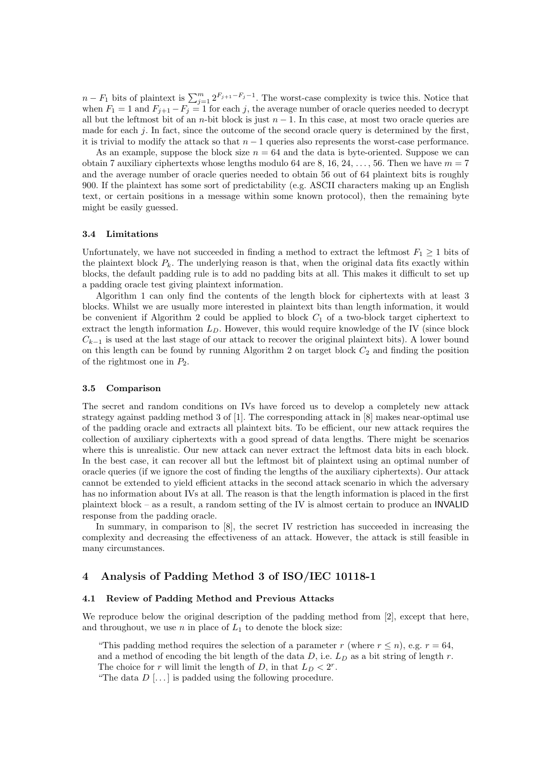$n - F_1$ bits of plaintext is $\sum_{j=1}^{m} 2^{F_{j+1}-F_j-1}$. The worst-case complexity is twice this. Notice that when $F_1 = 1$ and $F_{j+1} - F_j = 1$ for each $j$, the average number of oracle queries needed to decrypt all but the leftmost bit of an $n$-bit block is just $n - 1$. In this case, at most two oracle queries are made for each $j$. In fact, since the outcome of the second oracle query is determined by the first, it is trivial to modify the attack so that $n - 1$ queries also represents the worst-case performance.

As an example, suppose the block size $n = 64$ and the data is byte-oriented. Suppose we can obtain 7 auxiliary ciphertexts whose lengths modulo 64 are 8, 16, 24, ..., 56. Then we have $m = 7$ and the average number of oracle queries needed to obtain 56 out of 64 plaintext bits is roughly 900. If the plaintext has some sort of predictability (e.g. ASCII characters making up an English text, or certain positions in a message within some known protocol), then the remaining byte might be easily guessed.

### 3.4 Limitations

Unfortunately, we have not succeeded in finding a method to extract the leftmost $F_1 \geq 1$ bits of the plaintext block $P_k$. The underlying reason is that, when the original data fits exactly within blocks, the default padding rule is to add no padding bits at all. This makes it difficult to set up a padding oracle test giving plaintext information.

Algorithm 1 can only find the contents of the length block for ciphertexts with at least 3 blocks. Whilst we are usually more interested in plaintext bits than length information, it would be convenient if Algorithm 2 could be applied to block $C_1$ of a two-block target ciphertext to extract the length information $L_D$. However, this would require knowledge of the IV (since block $C_{k-1}$ is used at the last stage of our attack to recover the original plaintext bits). A lower bound on this length can be found by running Algorithm 2 on target block $C_2$ and finding the position of the rightmost one in $P_2$.

### 3.5 Comparison

The secret and random conditions on IVs have forced us to develop a completely new attack strategy against padding method 3 of [1]. The corresponding attack in [8] makes near-optimal use of the padding oracle and extracts all plaintext bits. To be efficient, our new attack requires the collection of auxiliary ciphertexts with a good spread of data lengths. There might be scenarios where this is unrealistic. Our new attack can never extract the leftmost data bits in each block. In the best case, it can recover all but the leftmost bit of plaintext using an optimal number of oracle queries (if we ignore the cost of finding the lengths of the auxiliary ciphertexts). Our attack cannot be extended to yield efficient attacks in the second attack scenario in which the adversary has no information about IVs at all. The reason is that the length information is placed in the first plaintext block – as a result, a random setting of the IV is almost certain to produce an INVALID response from the padding oracle.

In summary, in comparison to [8], the secret IV restriction has succeeded in increasing the complexity and decreasing the effectiveness of an attack. However, the attack is still feasible in many circumstances.

## 4 Analysis of Padding Method 3 of ISO/IEC 10118-1

### 4.1 Review of Padding Method and Previous Attacks

We reproduce below the original description of the padding method from [2], except that here, and throughout, we use $n$ in place of $L_1$ to denote the block size:

> "This padding method requires the selection of a parameter $r$ (where $r \leq n$), e.g. $r = 64$, and a method of encoding the bit length of the data $D$, i.e. $L_D$ as a bit string of length $r$. The choice for $r$ will limit the length of $D$, in that $L_D < 2^r$.
>
> "The data $D$ [...] is padded using the following procedure.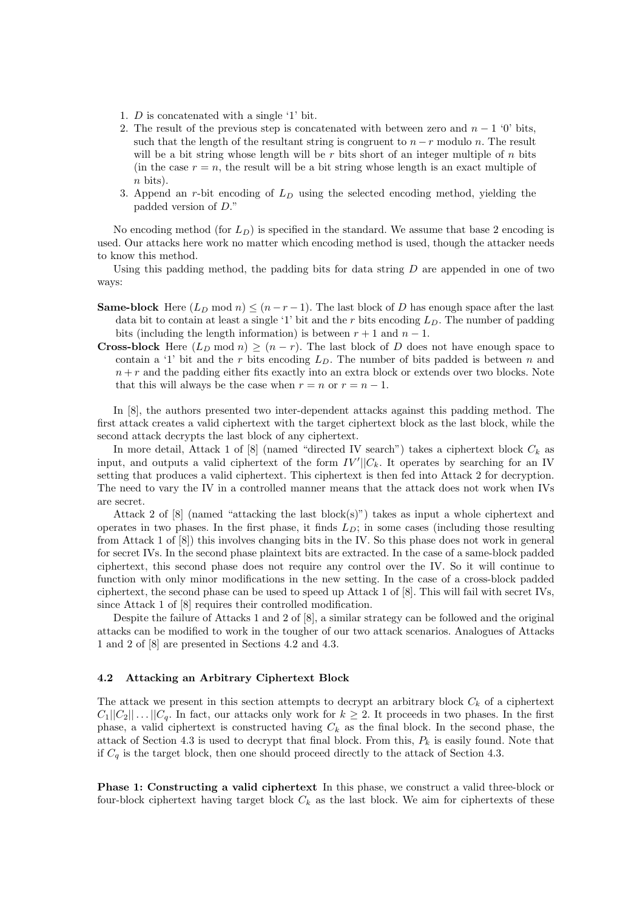1. $D$ is concatenated with a single '1' bit.
2. The result of the previous step is concatenated with between zero and $n-1$ '0' bits, such that the length of the resultant string is congruent to $n-r$ modulo $n$. The result will be a bit string whose length will be $r$ bits short of an integer multiple of $n$ bits (in the case $r=n$, the result will be a bit string whose length is an exact multiple of $n$ bits).
3. Append an $r$-bit encoding of $L_D$ using the selected encoding method, yielding the padded version of $D$."

No encoding method (for $L_D$) is specified in the standard. We assume that base 2 encoding is used. Our attacks here work no matter which encoding method is used, though the attacker needs to know this method.

Using this padding method, the padding bits for data string $D$ are appended in one of two ways:

**Same-block** Here $(L_D \bmod n) \le (n-r-1)$. The last block of $D$ has enough space after the last data bit to contain at least a single '1' bit and the $r$ bits encoding $L_D$. The number of padding bits (including the length information) is between $r+1$ and $n-1$.

**Cross-block** Here $(L_D \bmod n) \ge (n-r)$. The last block of $D$ does not have enough space to contain a '1' bit and the $r$ bits encoding $L_D$. The number of bits padded is between $n$ and $n+r$ and the padding either fits exactly into an extra block or extends over two blocks. Note that this will always be the case when $r=n$ or $r=n-1$.

In [8], the authors presented two inter-dependent attacks against this padding method. The first attack creates a valid ciphertext with the target ciphertext block as the last block, while the second attack decrypts the last block of any ciphertext.

In more detail, Attack 1 of [8] (named "directed IV search") takes a ciphertext block $C_k$ as input, and outputs a valid ciphertext of the form $IV'||C_k$. It operates by searching for an IV setting that produces a valid ciphertext. This ciphertext is then fed into Attack 2 for decryption. The need to vary the IV in a controlled manner means that the attack does not work when IVs are secret.

Attack 2 of [8] (named "attacking the last block(s)") takes as input a whole ciphertext and operates in two phases. In the first phase, it finds $L_D$; in some cases (including those resulting from Attack 1 of [8]) this involves changing bits in the IV. So this phase does not work in general for secret IVs. In the second phase plaintext bits are extracted. In the case of a same-block padded ciphertext, this second phase does not require any control over the IV. So it will continue to function with only minor modifications in the new setting. In the case of a cross-block padded ciphertext, the second phase can be used to speed up Attack 1 of [8]. This will fail with secret IVs, since Attack 1 of [8] requires their controlled modification.

Despite the failure of Attacks 1 and 2 of [8], a similar strategy can be followed and the original attacks can be modified to work in the tougher of our two attack scenarios. Analogues of Attacks 1 and 2 of [8] are presented in Sections 4.2 and 4.3.

### 4.2 Attacking an Arbitrary Ciphertext Block

The attack we present in this section attempts to decrypt an arbitrary block $C_k$ of a ciphertext $C_1||C_2||\ldots||C_q$. In fact, our attacks only work for $k \ge 2$. It proceeds in two phases. In the first phase, a valid ciphertext is constructed having $C_k$ as the final block. In the second phase, the attack of Section 4.3 is used to decrypt that final block. From this, $P_k$ is easily found. Note that if $C_q$ is the target block, then one should proceed directly to the attack of Section 4.3.

**Phase 1: Constructing a valid ciphertext** In this phase, we construct a valid three-block or four-block ciphertext having target block $C_k$ as the last block. We aim for ciphertexts of these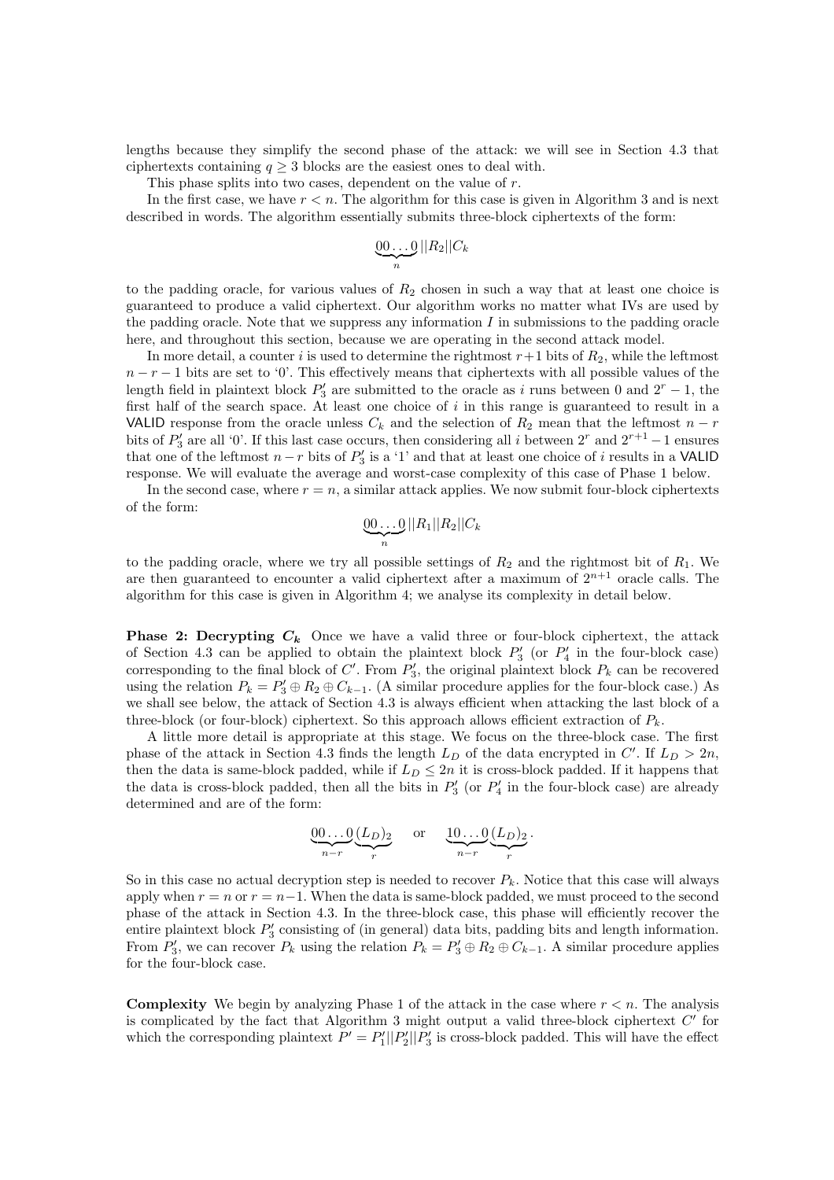lengths because they simplify the second phase of the attack: we will see in Section 4.3 that ciphertexts containing $q \geq 3$ blocks are the easiest ones to deal with.

This phase splits into two cases, dependent on the value of $r$.

In the first case, we have $r < n$. The algorithm for this case is given in Algorithm 3 and is next described in words. The algorithm essentially submits three-block ciphertexts of the form:

$$\underbrace{00\ldots0}_{n}||R_2||C_k$$

to the padding oracle, for various values of $R_2$ chosen in such a way that at least one choice is guaranteed to produce a valid ciphertext. Our algorithm works no matter what IVs are used by the padding oracle. Note that we suppress any information $I$ in submissions to the padding oracle here, and throughout this section, because we are operating in the second attack model.

In more detail, a counter $i$ is used to determine the rightmost $r+1$ bits of $R_2$, while the leftmost $n-r-1$ bits are set to '0'. This effectively means that ciphertexts with all possible values of the length field in plaintext block $P'_3$ are submitted to the oracle as $i$ runs between 0 and $2^r - 1$, the first half of the search space. At least one choice of $i$ in this range is guaranteed to result in a VALID response from the oracle unless $C_k$ and the selection of $R_2$ mean that the leftmost $n-r$ bits of $P'_3$ are all '0'. If this last case occurs, then considering all $i$ between $2^r$ and $2^{r+1}-1$ ensures that one of the leftmost $n-r$ bits of $P'_3$ is a '1' and that at least one choice of $i$ results in a VALID response. We will evaluate the average and worst-case complexity of this case of Phase 1 below.

In the second case, where $r = n$, a similar attack applies. We now submit four-block ciphertexts of the form:

$$\underbrace{00\ldots0}_{n}||R_1||R_2||C_k$$

to the padding oracle, where we try all possible settings of $R_2$ and the rightmost bit of $R_1$. We are then guaranteed to encounter a valid ciphertext after a maximum of $2^{n+1}$ oracle calls. The algorithm for this case is given in Algorithm 4; we analyse its complexity in detail below.

**Phase 2: Decrypting $C_k$** Once we have a valid three or four-block ciphertext, the attack of Section 4.3 can be applied to obtain the plaintext block $P'_3$ (or $P'_4$ in the four-block case) corresponding to the final block of $C'$. From $P'_3$, the original plaintext block $P_k$ can be recovered using the relation $P_k = P'_3 \oplus R_2 \oplus C_{k-1}$. (A similar procedure applies for the four-block case.) As we shall see below, the attack of Section 4.3 is always efficient when attacking the last block of a three-block (or four-block) ciphertext. So this approach allows efficient extraction of $P_k$.

A little more detail is appropriate at this stage. We focus on the three-block case. The first phase of the attack in Section 4.3 finds the length $L_D$ of the data encrypted in $C'$. If $L_D > 2n$, then the data is same-block padded, while if $L_D \leq 2n$ it is cross-block padded. If it happens that the data is cross-block padded, then all the bits in $P'_3$ (or $P'_4$ in the four-block case) are already determined and are of the form:

$$\underbrace{00\ldots0}_{n-r}\underbrace{(L_D)_2}_{r} \quad \text{or} \quad \underbrace{10\ldots0}_{n-r}\underbrace{(L_D)_2}_{r}.$$

So in this case no actual decryption step is needed to recover $P_k$. Notice that this case will always apply when $r = n$ or $r = n-1$. When the data is same-block padded, we must proceed to the second phase of the attack in Section 4.3. In the three-block case, this phase will efficiently recover the entire plaintext block $P'_3$ consisting of (in general) data bits, padding bits and length information. From $P'_3$, we can recover $P_k$ using the relation $P_k = P'_3 \oplus R_2 \oplus C_{k-1}$. A similar procedure applies for the four-block case.

**Complexity** We begin by analyzing Phase 1 of the attack in the case where $r < n$. The analysis is complicated by the fact that Algorithm 3 might output a valid three-block ciphertext $C'$ for which the corresponding plaintext $P' = P'_1||P'_2||P'_3$ is cross-block padded. This will have the effect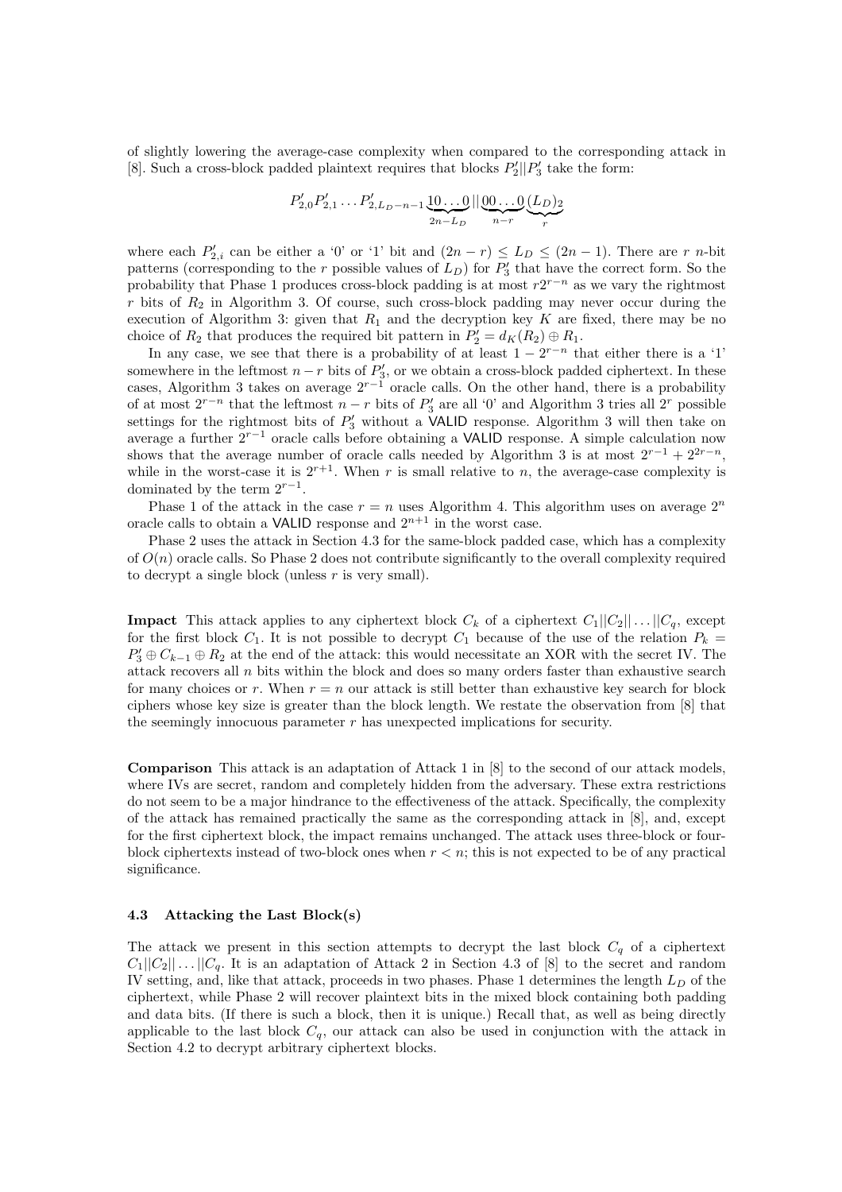of slightly lowering the average-case complexity when compared to the corresponding attack in [8]. Such a cross-block padded plaintext requires that blocks $P_2'||P_3'$ take the form:

$$P_{2,0}'P_{2,1}' \dots P_{2,L_D-n-1}' \underbrace{10\dots0}_{2n-L_D} || \underbrace{00\dots0}_{n-r} \underbrace{(L_D)_2}_{r}$$

where each $P_{2,i}'$ can be either a '0' or '1' bit and $(2n-r) \leq L_D \leq (2n-1)$. There are $r$ $n$-bit patterns (corresponding to the $r$ possible values of $L_D$) for $P_3'$ that have the correct form. So the probability that Phase 1 produces cross-block padding is at most $r2^{r-n}$ as we vary the rightmost $r$ bits of $R_2$ in Algorithm 3. Of course, such cross-block padding may never occur during the execution of Algorithm 3: given that $R_1$ and the decryption key $K$ are fixed, there may be no choice of $R_2$ that produces the required bit pattern in $P_2' = d_K(R_2) \oplus R_1$.

In any case, we see that there is a probability of at least $1 - 2^{r-n}$ that either there is a '1' somewhere in the leftmost $n-r$ bits of $P_3'$, or we obtain a cross-block padded ciphertext. In these cases, Algorithm 3 takes on average $2^{r-1}$ oracle calls. On the other hand, there is a probability of at most $2^{r-n}$ that the leftmost $n-r$ bits of $P_3'$ are all '0' and Algorithm 3 tries all $2^r$ possible settings for the rightmost bits of $P_3'$ without a VALID response. Algorithm 3 will then take on average a further $2^{r-1}$ oracle calls before obtaining a VALID response. A simple calculation now shows that the average number of oracle calls needed by Algorithm 3 is at most $2^{r-1} + 2^{2r-n}$, while in the worst-case it is $2^{r+1}$. When $r$ is small relative to $n$, the average-case complexity is dominated by the term $2^{r-1}$.

Phase 1 of the attack in the case $r = n$ uses Algorithm 4. This algorithm uses on average $2^n$ oracle calls to obtain a VALID response and $2^{n+1}$ in the worst case.

Phase 2 uses the attack in Section 4.3 for the same-block padded case, which has a complexity of $O(n)$ oracle calls. So Phase 2 does not contribute significantly to the overall complexity required to decrypt a single block (unless $r$ is very small).

**Impact** This attack applies to any ciphertext block $C_k$ of a ciphertext $C_1||C_2||\dots||C_q$, except for the first block $C_1$. It is not possible to decrypt $C_1$ because of the use of the relation $P_k = P_3' \oplus C_{k-1} \oplus R_2$ at the end of the attack: this would necessitate an XOR with the secret IV. The attack recovers all $n$ bits within the block and does so many orders faster than exhaustive search for many choices or $r$. When $r = n$ our attack is still better than exhaustive key search for block ciphers whose key size is greater than the block length. We restate the observation from [8] that the seemingly innocuous parameter $r$ has unexpected implications for security.

**Comparison** This attack is an adaptation of Attack 1 in [8] to the second of our attack models, where IVs are secret, random and completely hidden from the adversary. These extra restrictions do not seem to be a major hindrance to the effectiveness of the attack. Specifically, the complexity of the attack has remained practically the same as the corresponding attack in [8], and, except for the first ciphertext block, the impact remains unchanged. The attack uses three-block or four-block ciphertexts instead of two-block ones when $r < n$; this is not expected to be of any practical significance.

### 4.3 Attacking the Last Block(s)

The attack we present in this section attempts to decrypt the last block $C_q$ of a ciphertext $C_1||C_2||\dots||C_q$. It is an adaptation of Attack 2 in Section 4.3 of [8] to the secret and random IV setting, and, like that attack, proceeds in two phases. Phase 1 determines the length $L_D$ of the ciphertext, while Phase 2 will recover plaintext bits in the mixed block containing both padding and data bits. (If there is such a block, then it is unique.) Recall that, as well as being directly applicable to the last block $C_q$, our attack can also be used in conjunction with the attack in Section 4.2 to decrypt arbitrary ciphertext blocks.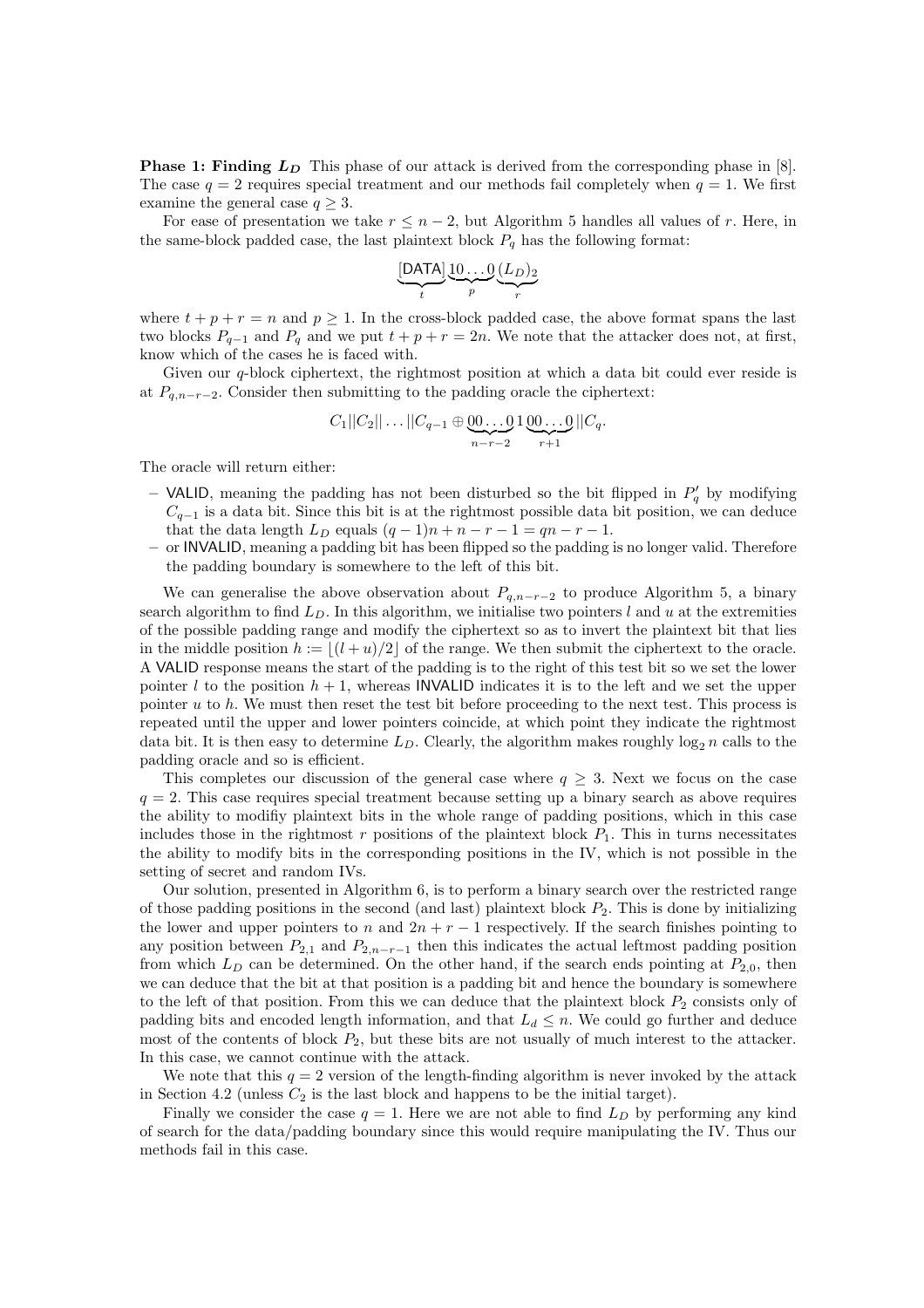**Phase 1: Finding $L_D$** This phase of our attack is derived from the corresponding phase in [8]. The case $q = 2$ requires special treatment and our methods fail completely when $q = 1$. We first examine the general case $q \geq 3$.

For ease of presentation we take $r \leq n - 2$, but Algorithm 5 handles all values of $r$. Here, in the same-block padded case, the last plaintext block $P_q$ has the following format:

$$\underbrace{[\mathsf{DATA}]}_{t}\underbrace{10\ldots0}_{p}\underbrace{(L_D)_2}_{r}$$

where $t + p + r = n$ and $p \geq 1$. In the cross-block padded case, the above format spans the last two blocks $P_{q-1}$ and $P_q$ and we put $t + p + r = 2n$. We note that the attacker does not, at first, know which of the cases he is faced with.

Given our $q$-block ciphertext, the rightmost position at which a data bit could ever reside is at $P_{q,n-r-2}$. Consider then submitting to the padding oracle the ciphertext:

$$C_1||C_2||\ldots||C_{q-1} \oplus \underbrace{00\ldots0}_{n-r-2}1\underbrace{00\ldots0}_{r+1}||C_q.$$

The oracle will return either:

- VALID, meaning the padding has not been disturbed so the bit flipped in $P'_q$ by modifying $C_{q-1}$ is a data bit. Since this bit is at the rightmost possible data bit position, we can deduce that the data length $L_D$ equals $(q-1)n + n - r - 1 = qn - r - 1$.
- or INVALID, meaning a padding bit has been flipped so the padding is no longer valid. Therefore the padding boundary is somewhere to the left of this bit.

We can generalise the above observation about $P_{q,n-r-2}$ to produce Algorithm 5, a binary search algorithm to find $L_D$. In this algorithm, we initialise two pointers $l$ and $u$ at the extremities of the possible padding range and modify the ciphertext so as to invert the plaintext bit that lies in the middle position $h := \lfloor (l+u)/2 \rfloor$ of the range. We then submit the ciphertext to the oracle. A VALID response means the start of the padding is to the right of this test bit so we set the lower pointer $l$ to the position $h + 1$, whereas INVALID indicates it is to the left and we set the upper pointer $u$ to $h$. We must then reset the test bit before proceeding to the next test. This process is repeated until the upper and lower pointers coincide, at which point they indicate the rightmost data bit. It is then easy to determine $L_D$. Clearly, the algorithm makes roughly $\log_2 n$ calls to the padding oracle and so is efficient.

This completes our discussion of the general case where $q \geq 3$. Next we focus on the case $q = 2$. This case requires special treatment because setting up a binary search as above requires the ability to modifiy plaintext bits in the whole range of padding positions, which in this case includes those in the rightmost $r$ positions of the plaintext block $P_1$. This in turns necessitates the ability to modify bits in the corresponding positions in the IV, which is not possible in the setting of secret and random IVs.

Our solution, presented in Algorithm 6, is to perform a binary search over the restricted range of those padding positions in the second (and last) plaintext block $P_2$. This is done by initializing the lower and upper pointers to $n$ and $2n + r - 1$ respectively. If the search finishes pointing to any position between $P_{2,1}$ and $P_{2,n-r-1}$ then this indicates the actual leftmost padding position from which $L_D$ can be determined. On the other hand, if the search ends pointing at $P_{2,0}$, then we can deduce that the bit at that position is a padding bit and hence the boundary is somewhere to the left of that position. From this we can deduce that the plaintext block $P_2$ consists only of padding bits and encoded length information, and that $L_d \leq n$. We could go further and deduce most of the contents of block $P_2$, but these bits are not usually of much interest to the attacker. In this case, we cannot continue with the attack.

We note that this $q = 2$ version of the length-finding algorithm is never invoked by the attack in Section 4.2 (unless $C_2$ is the last block and happens to be the initial target).

Finally we consider the case $q = 1$. Here we are not able to find $L_D$ by performing any kind of search for the data/padding boundary since this would require manipulating the IV. Thus our methods fail in this case.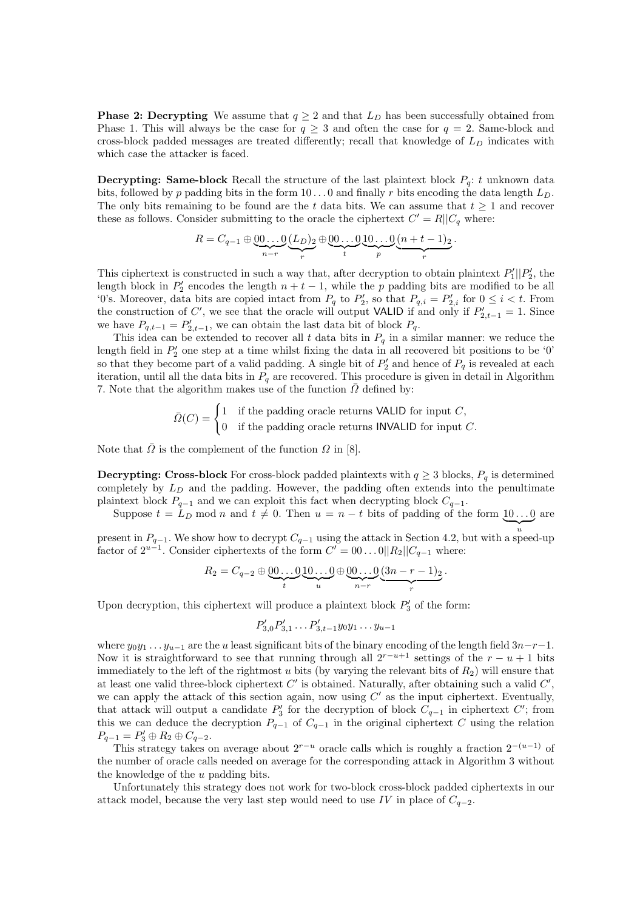**Phase 2: Decrypting** We assume that $q \geq 2$ and that $L_D$ has been successfully obtained from Phase 1. This will always be the case for $q \geq 3$ and often the case for $q = 2$. Same-block and cross-block padded messages are treated differently; recall that knowledge of $L_D$ indicates with which case the attacker is faced.

**Decrypting: Same-block** Recall the structure of the last plaintext block $P_q$: $t$ unknown data bits, followed by $p$ padding bits in the form $10\ldots0$ and finally $r$ bits encoding the data length $L_D$. The only bits remaining to be found are the $t$ data bits. We can assume that $t \geq 1$ and recover these as follows. Consider submitting to the oracle the ciphertext $C' = R||C_q$ where:

$$R = C_{q-1} \oplus \underbrace{00\ldots0}_{n-r}\underbrace{(L_D)_2}_{r} \oplus \underbrace{00\ldots0}_{t}\underbrace{10\ldots0}_{p}\underbrace{(n+t-1)_2}_{r}.$$

This ciphertext is constructed in such a way that, after decryption to obtain plaintext $P'_1||P'_2$, the length block in $P'_2$ encodes the length $n+t-1$, while the $p$ padding bits are modified to be all '0's. Moreover, data bits are copied intact from $P_q$ to $P'_2$, so that $P_{q,i} = P'_{2,i}$ for $0 \leq i < t$. From the construction of $C'$, we see that the oracle will output VALID if and only if $P'_{2,t-1} = 1$. Since we have $P_{q,t-1} = P'_{2,t-1}$, we can obtain the last data bit of block $P_q$.

This idea can be extended to recover all $t$ data bits in $P_q$ in a similar manner: we reduce the length field in $P'_2$ one step at a time whilst fixing the data in all recovered bit positions to be '0' so that they become part of a valid padding. A single bit of $P'_2$ and hence of $P_q$ is revealed at each iteration, until all the data bits in $P_q$ are recovered. This procedure is given in detail in Algorithm 7. Note that the algorithm makes use of the function $\bar{\Omega}$ defined by:

$$\bar{\Omega}(C) = \begin{cases} 1 & \text{if the padding oracle returns VALID for input } C, \\ 0 & \text{if the padding oracle returns INVALID for input } C. \end{cases}$$

Note that $\bar{\Omega}$ is the complement of the function $\Omega$ in [8].

**Decrypting: Cross-block** For cross-block padded plaintexts with $q \geq 3$ blocks, $P_q$ is determined completely by $L_D$ and the padding. However, the padding often extends into the penultimate plaintext block $P_{q-1}$ and we can exploit this fact when decrypting block $C_{q-1}$.

Suppose $t = L_D \bmod n$ and $t \neq 0$. Then $u = n - t$ bits of padding of the form $\underbrace{10\ldots0}_{u}$ are present in $P_{q-1}$. We show how to decrypt $C_{q-1}$ using the attack in Section 4.2, but with a speed-up factor of $2^{u-1}$. Consider ciphertexts of the form $C' = 00\ldots0||R_2||C_{q-1}$ where:

$$R_2 = C_{q-2} \oplus \underbrace{00\ldots0}_{t}\underbrace{10\ldots0}_{u} \oplus \underbrace{00\ldots0}_{n-r}\underbrace{(3n-r-1)_2}_{r}.$$

Upon decryption, this ciphertext will produce a plaintext block $P'_3$ of the form:

$$P'_{3,0}P'_{3,1}\ldots P'_{3,t-1}y_0y_1\ldots y_{u-1}$$

where $y_0y_1\ldots y_{u-1}$ are the $u$ least significant bits of the binary encoding of the length field $3n-r-1$. Now it is straightforward to see that running through all $2^{r-u+1}$ settings of the $r-u+1$ bits immediately to the left of the rightmost $u$ bits (by varying the relevant bits of $R_2$) will ensure that at least one valid three-block ciphertext $C'$ is obtained. Naturally, after obtaining such a valid $C'$, we can apply the attack of this section again, now using $C'$ as the input ciphertext. Eventually, that attack will output a candidate $P'_3$ for the decryption of block $C_{q-1}$ in ciphertext $C'$; from this we can deduce the decryption $P_{q-1}$ of $C_{q-1}$ in the original ciphertext $C$ using the relation $P_{q-1} = P'_3 \oplus R_2 \oplus C_{q-2}$.

This strategy takes on average about $2^{r-u}$ oracle calls which is roughly a fraction $2^{-(u-1)}$ of the number of oracle calls needed on average for the corresponding attack in Algorithm 3 without the knowledge of the $u$ padding bits.

Unfortunately this strategy does not work for two-block cross-block padded ciphertexts in our attack model, because the very last step would need to use $IV$ in place of $C_{q-2}$.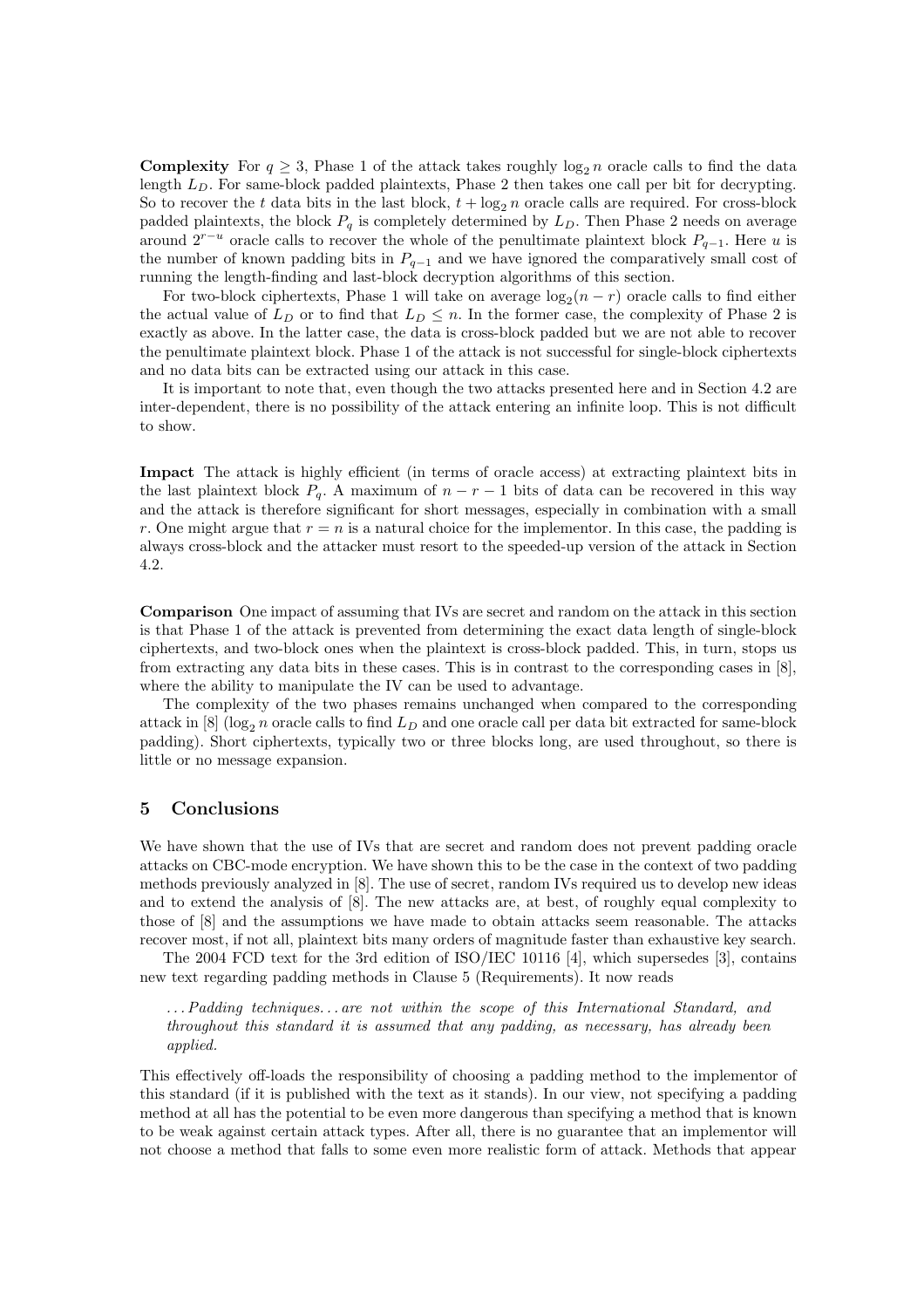**Complexity** For $q \geq 3$, Phase 1 of the attack takes roughly $\log_2 n$ oracle calls to find the data length $L_D$. For same-block padded plaintexts, Phase 2 then takes one call per bit for decrypting. So to recover the $t$ data bits in the last block, $t + \log_2 n$ oracle calls are required. For cross-block padded plaintexts, the block $P_q$ is completely determined by $L_D$. Then Phase 2 needs on average around $2^{r-u}$ oracle calls to recover the whole of the penultimate plaintext block $P_{q-1}$. Here $u$ is the number of known padding bits in $P_{q-1}$ and we have ignored the comparatively small cost of running the length-finding and last-block decryption algorithms of this section.

For two-block ciphertexts, Phase 1 will take on average $\log_2(n - r)$ oracle calls to find either the actual value of $L_D$ or to find that $L_D \leq n$. In the former case, the complexity of Phase 2 is exactly as above. In the latter case, the data is cross-block padded but we are not able to recover the penultimate plaintext block. Phase 1 of the attack is not successful for single-block ciphertexts and no data bits can be extracted using our attack in this case.

It is important to note that, even though the two attacks presented here and in Section 4.2 are inter-dependent, there is no possibility of the attack entering an infinite loop. This is not difficult to show.

**Impact** The attack is highly efficient (in terms of oracle access) at extracting plaintext bits in the last plaintext block $P_q$. A maximum of $n - r - 1$ bits of data can be recovered in this way and the attack is therefore significant for short messages, especially in combination with a small $r$. One might argue that $r = n$ is a natural choice for the implementor. In this case, the padding is always cross-block and the attacker must resort to the speeded-up version of the attack in Section 4.2.

**Comparison** One impact of assuming that IVs are secret and random on the attack in this section is that Phase 1 of the attack is prevented from determining the exact data length of single-block ciphertexts, and two-block ones when the plaintext is cross-block padded. This, in turn, stops us from extracting any data bits in these cases. This is in contrast to the corresponding cases in [8], where the ability to manipulate the IV can be used to advantage.

The complexity of the two phases remains unchanged when compared to the corresponding attack in [8] ($\log_2 n$ oracle calls to find $L_D$ and one oracle call per data bit extracted for same-block padding). Short ciphertexts, typically two or three blocks long, are used throughout, so there is little or no message expansion.

## 5 Conclusions

We have shown that the use of IVs that are secret and random does not prevent padding oracle attacks on CBC-mode encryption. We have shown this to be the case in the context of two padding methods previously analyzed in [8]. The use of secret, random IVs required us to develop new ideas and to extend the analysis of [8]. The new attacks are, at best, of roughly equal complexity to those of [8] and the assumptions we have made to obtain attacks seem reasonable. The attacks recover most, if not all, plaintext bits many orders of magnitude faster than exhaustive key search.

The 2004 FCD text for the 3rd edition of ISO/IEC 10116 [4], which supersedes [3], contains new text regarding padding methods in Clause 5 (Requirements). It now reads

> *...Padding techniques...are not within the scope of this International Standard, and throughout this standard it is assumed that any padding, as necessary, has already been applied.*

This effectively off-loads the responsibility of choosing a padding method to the implementor of this standard (if it is published with the text as it stands). In our view, not specifying a padding method at all has the potential to be even more dangerous than specifying a method that is known to be weak against certain attack types. After all, there is no guarantee that an implementor will not choose a method that falls to some even more realistic form of attack. Methods that appear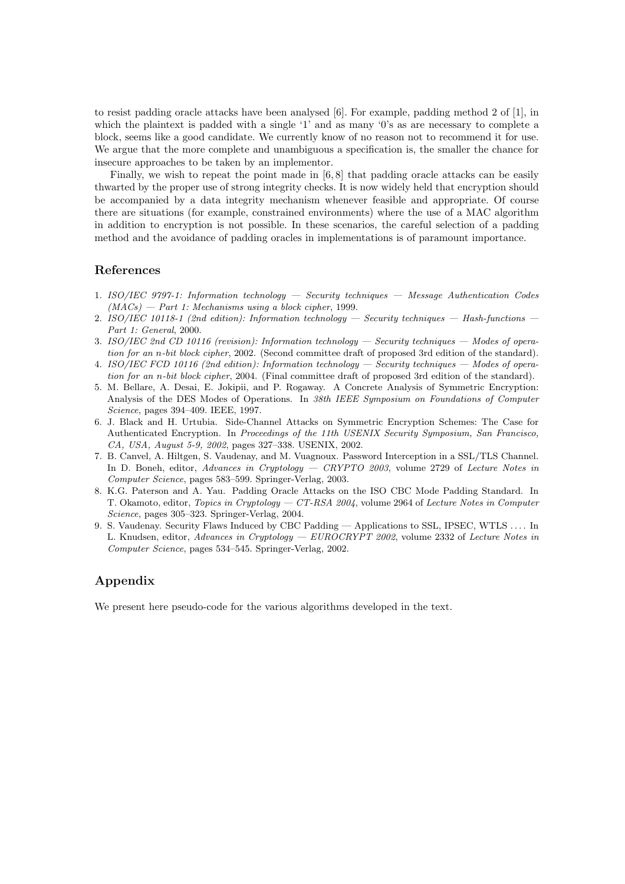to resist padding oracle attacks have been analysed [6]. For example, padding method 2 of [1], in which the plaintext is padded with a single '1' and as many '0's as are necessary to complete a block, seems like a good candidate. We currently know of no reason not to recommend it for use. We argue that the more complete and unambiguous a specification is, the smaller the chance for insecure approaches to be taken by an implementor.

Finally, we wish to repeat the point made in [6, 8] that padding oracle attacks can be easily thwarted by the proper use of strong integrity checks. It is now widely held that encryption should be accompanied by a data integrity mechanism whenever feasible and appropriate. Of course there are situations (for example, constrained environments) where the use of a MAC algorithm in addition to encryption is not possible. In these scenarios, the careful selection of a padding method and the avoidance of padding oracles in implementations is of paramount importance.

## References

1. *ISO/IEC 9797-1: Information technology — Security techniques — Message Authentication Codes (MACs) — Part 1: Mechanisms using a block cipher*, 1999.
2. *ISO/IEC 10118-1 (2nd edition): Information technology — Security techniques — Hash-functions — Part 1: General*, 2000.
3. *ISO/IEC 2nd CD 10116 (revision): Information technology — Security techniques — Modes of operation for an n-bit block cipher*, 2002. (Second committee draft of proposed 3rd edition of the standard).
4. *ISO/IEC FCD 10116 (2nd edition): Information technology — Security techniques — Modes of operation for an n-bit block cipher*, 2004. (Final committee draft of proposed 3rd edition of the standard).
5. M. Bellare, A. Desai, E. Jokipii, and P. Rogaway. A Concrete Analysis of Symmetric Encryption: Analysis of the DES Modes of Operations. In *38th IEEE Symposium on Foundations of Computer Science*, pages 394–409. IEEE, 1997.
6. J. Black and H. Urtubia. Side-Channel Attacks on Symmetric Encryption Schemes: The Case for Authenticated Encryption. In *Proceedings of the 11th USENIX Security Symposium, San Francisco, CA, USA, August 5-9, 2002*, pages 327–338. USENIX, 2002.
7. B. Canvel, A. Hiltgen, S. Vaudenay, and M. Vuagnoux. Password Interception in a SSL/TLS Channel. In D. Boneh, editor, *Advances in Cryptology — CRYPTO 2003*, volume 2729 of *Lecture Notes in Computer Science*, pages 583–599. Springer-Verlag, 2003.
8. K.G. Paterson and A. Yau. Padding Oracle Attacks on the ISO CBC Mode Padding Standard. In T. Okamoto, editor, *Topics in Cryptology — CT-RSA 2004*, volume 2964 of *Lecture Notes in Computer Science*, pages 305–323. Springer-Verlag, 2004.
9. S. Vaudenay. Security Flaws Induced by CBC Padding — Applications to SSL, IPSEC, WTLS .... In L. Knudsen, editor, *Advances in Cryptology — EUROCRYPT 2002*, volume 2332 of *Lecture Notes in Computer Science*, pages 534–545. Springer-Verlag, 2002.

## Appendix

We present here pseudo-code for the various algorithms developed in the text.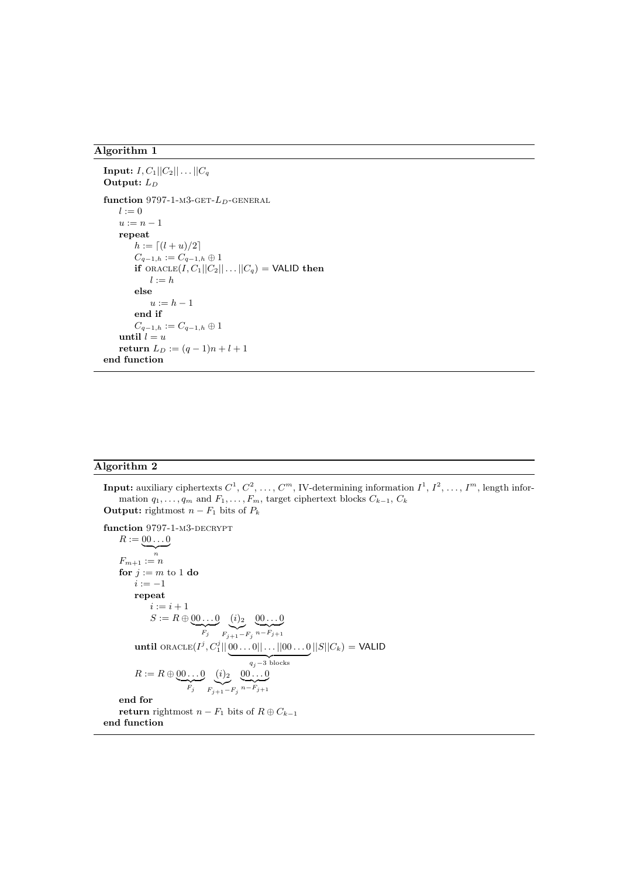**Algorithm 1**

**Input:** $I, C_1||C_2||\ldots||C_q$
**Output:** $L_D$

**function** 9797-1-M3-GET-$L_D$-GENERAL
  $l := 0$
  $u := n-1$
  **repeat**
    $h := \lceil (l+u)/2 \rceil$
    $C_{q-1,h} := C_{q-1,h} \oplus 1$
    **if** ORACLE$(I, C_1||C_2||\ldots||C_q) =$ VALID **then**
      $l := h$
    **else**
      $u := h-1$
    **end if**
    $C_{q-1,h} := C_{q-1,h} \oplus 1$
  **until** $l = u$
  **return** $L_D := (q-1)n + l + 1$
**end function**

**Algorithm 2**

**Input:** auxiliary ciphertexts $C^1, C^2, \ldots, C^m$, IV-determining information $I^1, I^2, \ldots, I^m$, length information $q_1, \ldots, q_m$ and $F_1, \ldots, F_m$, target ciphertext blocks $C_{k-1}, C_k$
**Output:** rightmost $n - F_1$ bits of $P_k$

**function** 9797-1-M3-DECRYPT
  $R := \underbrace{00\ldots0}_{n}$
  $F_{m+1} := n$
  **for** $j := m$ to 1 **do**
    $i := -1$
    **repeat**
      $i := i+1$
      $S := R \oplus \underbrace{00\ldots0}_{F_j} \underbrace{(i)_2}_{F_{j+1}-F_j} \underbrace{00\ldots0}_{n-F_{j+1}}$
    **until** ORACLE$(I^j, C_1^j||\underbrace{00\ldots0||\ldots||00\ldots0}_{q_j-3 \text{ blocks}}||S||C_k) =$ VALID
    $R := R \oplus \underbrace{00\ldots0}_{F_j} \underbrace{(i)_2}_{F_{j+1}-F_j} \underbrace{00\ldots0}_{n-F_{j+1}}$
  **end for**
  **return** rightmost $n - F_1$ bits of $R \oplus C_{k-1}$
**end function**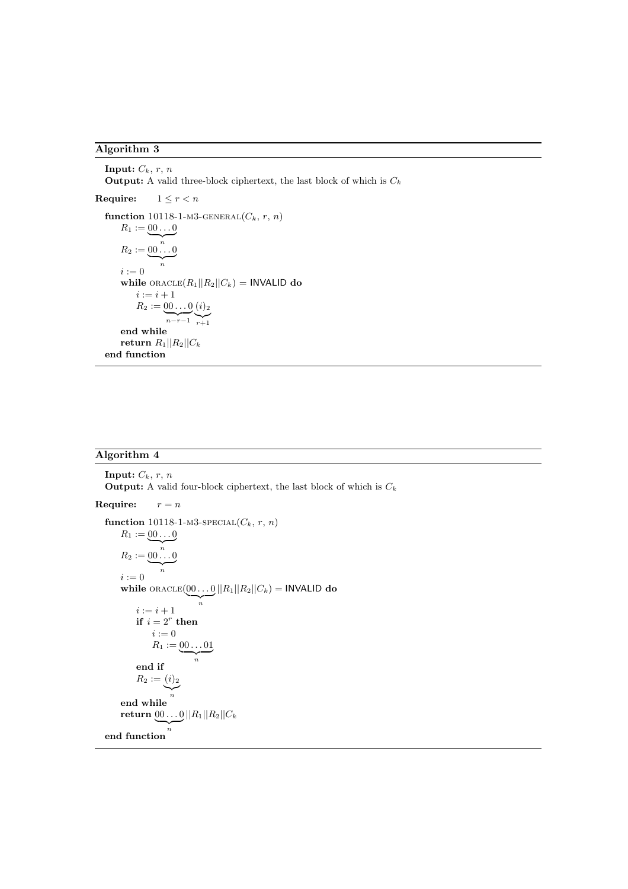**Algorithm 3**

**Input:** $C_k$, $r$, $n$
**Output:** A valid three-block ciphertext, the last block of which is $C_k$

**Require:** $1 \leq r < n$

**function** 10118-1-M3-GENERAL($C_k$, $r$, $n$)
  $R_1 := \underbrace{00\ldots0}_{n}$
  $R_2 := \underbrace{00\ldots0}_{n}$
  $i := 0$
  **while** ORACLE($R_1||R_2||C_k$) = INVALID **do**
    $i := i + 1$
    $R_2 := \underbrace{00\ldots0}_{n-r-1}\underbrace{(i)_2}_{r+1}$
  **end while**
  **return** $R_1||R_2||C_k$
**end function**

**Algorithm 4**

**Input:** $C_k$, $r$, $n$
**Output:** A valid four-block ciphertext, the last block of which is $C_k$

**Require:** $r = n$

**function** 10118-1-M3-SPECIAL($C_k$, $r$, $n$)
  $R_1 := \underbrace{00\ldots0}_{n}$
  $R_2 := \underbrace{00\ldots0}_{n}$
  $i := 0$
  **while** ORACLE($\underbrace{00\ldots0}_{n}||R_1||R_2||C_k$) = INVALID **do**
    $i := i + 1$
    **if** $i = 2^r$ **then**
      $i := 0$
      $R_1 := \underbrace{00\ldots01}_{n}$
    **end if**
    $R_2 := \underbrace{(i)_2}_{n}$
  **end while**
  **return** $\underbrace{00\ldots0}_{n}||R_1||R_2||C_k$
**end function**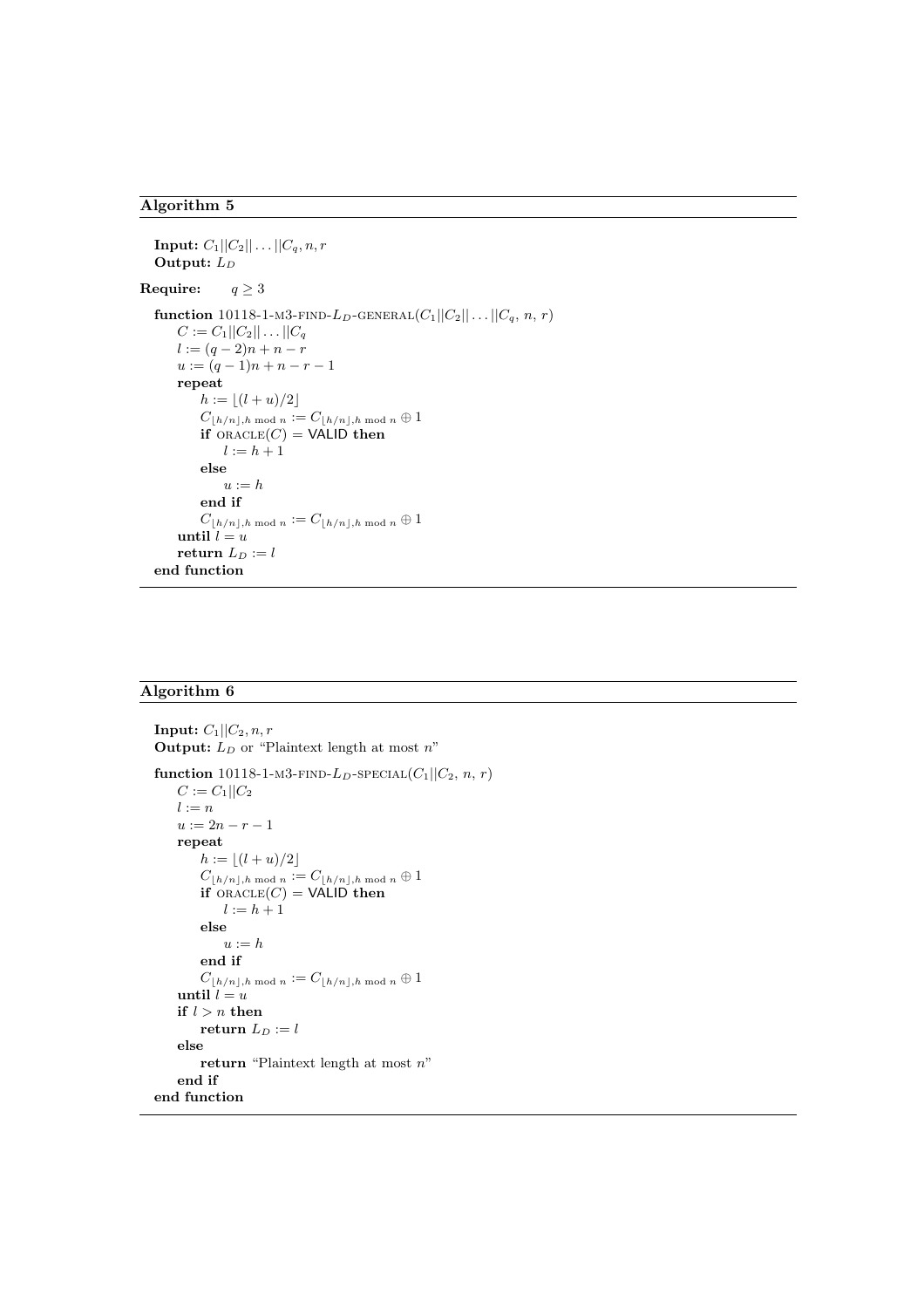**Algorithm 5**

**Input:** $C_1||C_2||\ldots||C_q, n, r$
**Output:** $L_D$

**Require:** $q \geq 3$

**function** 10118-1-M3-FIND-$L_D$-GENERAL($C_1||C_2||\ldots||C_q$, $n$, $r$)
  $C := C_1||C_2||\ldots||C_q$
  $l := (q-2)n + n - r$
  $u := (q-1)n + n - r - 1$
  **repeat**
    $h := \lfloor (l+u)/2 \rfloor$
    $C_{\lfloor h/n \rfloor, h \bmod n} := C_{\lfloor h/n \rfloor, h \bmod n} \oplus 1$
    **if** ORACLE($C$) = VALID **then**
      $l := h + 1$
    **else**
      $u := h$
    **end if**
    $C_{\lfloor h/n \rfloor, h \bmod n} := C_{\lfloor h/n \rfloor, h \bmod n} \oplus 1$
  **until** $l = u$
  **return** $L_D := l$
**end function**

**Algorithm 6**

**Input:** $C_1||C_2, n, r$
**Output:** $L_D$ or "Plaintext length at most $n$"

**function** 10118-1-M3-FIND-$L_D$-SPECIAL($C_1||C_2$, $n$, $r$)
  $C := C_1||C_2$
  $l := n$
  $u := 2n - r - 1$
  **repeat**
    $h := \lfloor (l+u)/2 \rfloor$
    $C_{\lfloor h/n \rfloor, h \bmod n} := C_{\lfloor h/n \rfloor, h \bmod n} \oplus 1$
    **if** ORACLE($C$) = VALID **then**
      $l := h + 1$
    **else**
      $u := h$
    **end if**
    $C_{\lfloor h/n \rfloor, h \bmod n} := C_{\lfloor h/n \rfloor, h \bmod n} \oplus 1$
  **until** $l = u$
  **if** $l > n$ **then**
    **return** $L_D := l$
  **else**
    **return** "Plaintext length at most $n$"
  **end if**
**end function**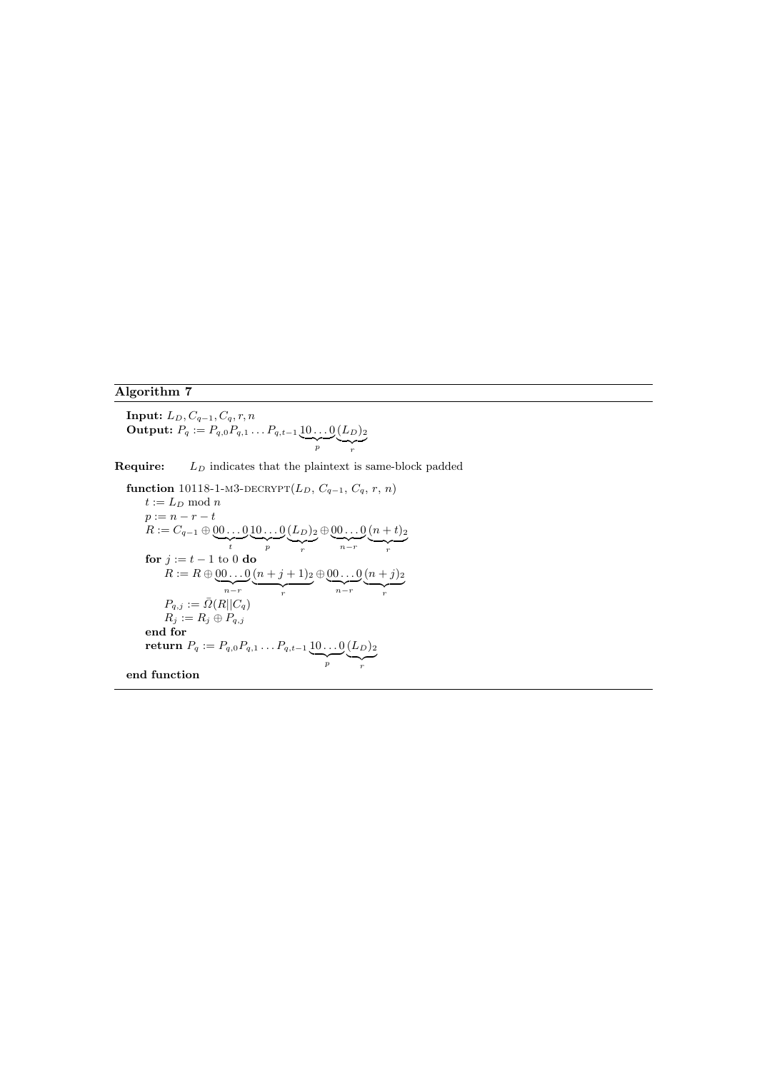**Algorithm 7**

**Input:** $L_D, C_{q-1}, C_q, r, n$
**Output:** $P_q := P_{q,0}P_{q,1} \dots P_{q,t-1}\underbrace{10\dots0}_{p}\underbrace{(L_D)_2}_{r}$

**Require:** $L_D$ indicates that the plaintext is same-block padded

**function** 10118-1-M3-DECRYPT($L_D$, $C_{q-1}$, $C_q$, $r$, $n$)
  $t := L_D \bmod n$
  $p := n - r - t$
  $R := C_{q-1} \oplus \underbrace{00\dots0}_{t}\underbrace{10\dots0}_{p}\underbrace{(L_D)_2}_{r} \oplus \underbrace{00\dots0}_{n-r}\underbrace{(n+t)_2}_{r}$
  **for** $j := t-1$ to $0$ **do**
    $R := R \oplus \underbrace{00\dots0}_{n-r}\underbrace{(n+j+1)_2}_{r} \oplus \underbrace{00\dots0}_{n-r}\underbrace{(n+j)_2}_{r}$
    $P_{q,j} := \bar{\Omega}(R||C_q)$
    $R_j := R_j \oplus P_{q,j}$
  **end for**
  **return** $P_q := P_{q,0}P_{q,1} \dots P_{q,t-1}\underbrace{10\dots0}_{p}\underbrace{(L_D)_2}_{r}$
**end function**